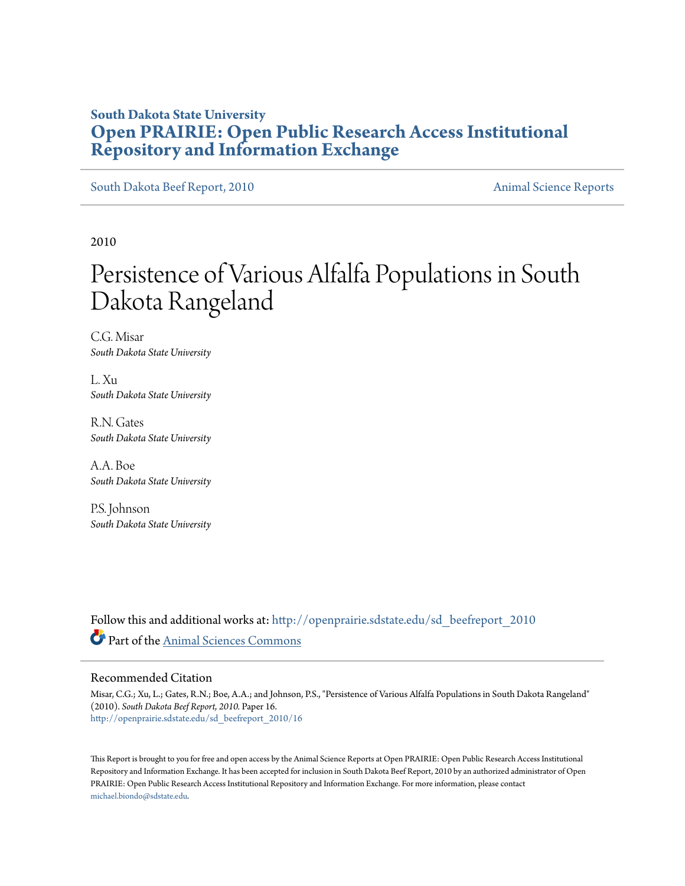**South Dakota State University**

**Open PRAIRIE: Open Public Research Access Institutional Repository and Information Exchange**

South Dakota Beef Report, 2010 | Animal Science Reports

2010

# Persistence of Various Alfalfa Populations in South Dakota Rangeland

C.G. Misar
*South Dakota State University*

L. Xu
*South Dakota State University*

R.N. Gates
*South Dakota State University*

A.A. Boe
*South Dakota State University*

P.S. Johnson
*South Dakota State University*

Follow this and additional works at: http://openprairie.sdstate.edu/sd_beefreport_2010

Part of the Animal Sciences Commons

## Recommended Citation

Misar, C.G.; Xu, L.; Gates, R.N.; Boe, A.A.; and Johnson, P.S., "Persistence of Various Alfalfa Populations in South Dakota Rangeland" (2010). *South Dakota Beef Report, 2010.* Paper 16.
http://openprairie.sdstate.edu/sd_beefreport_2010/16

This Report is brought to you for free and open access by the Animal Science Reports at Open PRAIRIE: Open Public Research Access Institutional Repository and Information Exchange. It has been accepted for inclusion in South Dakota Beef Report, 2010 by an authorized administrator of Open PRAIRIE: Open Public Research Access Institutional Repository and Information Exchange. For more information, please contact michael.biondo@sdstate.edu.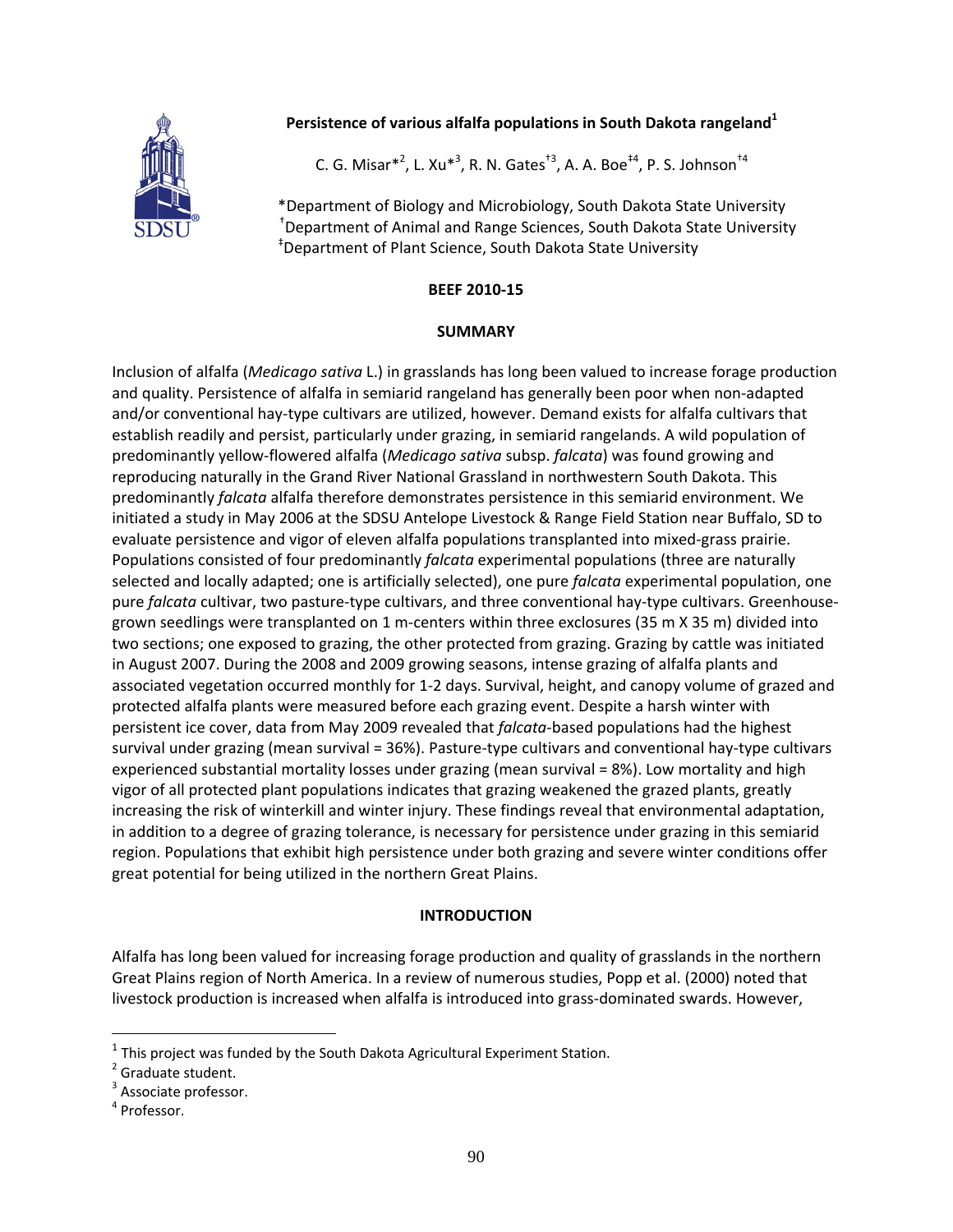# Persistence of various alfalfa populations in South Dakota rangeland[1]

C. G. Misar*[2], L. Xu*[3], R. N. Gates[†3], A. A. Boe[‡4], P. S. Johnson[†4]

*Department of Biology and Microbiology, South Dakota State University
[†]Department of Animal and Range Sciences, South Dakota State University
[‡]Department of Plant Science, South Dakota State University

**BEEF 2010-15**

## SUMMARY

Inclusion of alfalfa (*Medicago sativa* L.) in grasslands has long been valued to increase forage production and quality. Persistence of alfalfa in semiarid rangeland has generally been poor when non-adapted and/or conventional hay-type cultivars are utilized, however. Demand exists for alfalfa cultivars that establish readily and persist, particularly under grazing, in semiarid rangelands. A wild population of predominantly yellow-flowered alfalfa (*Medicago sativa* subsp. *falcata*) was found growing and reproducing naturally in the Grand River National Grassland in northwestern South Dakota. This predominantly *falcata* alfalfa therefore demonstrates persistence in this semiarid environment. We initiated a study in May 2006 at the SDSU Antelope Livestock & Range Field Station near Buffalo, SD to evaluate persistence and vigor of eleven alfalfa populations transplanted into mixed-grass prairie. Populations consisted of four predominantly *falcata* experimental populations (three are naturally selected and locally adapted; one is artificially selected), one pure *falcata* experimental population, one pure *falcata* cultivar, two pasture-type cultivars, and three conventional hay-type cultivars. Greenhouse-grown seedlings were transplanted on 1 m-centers within three exclosures (35 m X 35 m) divided into two sections; one exposed to grazing, the other protected from grazing. Grazing by cattle was initiated in August 2007. During the 2008 and 2009 growing seasons, intense grazing of alfalfa plants and associated vegetation occurred monthly for 1-2 days. Survival, height, and canopy volume of grazed and protected alfalfa plants were measured before each grazing event. Despite a harsh winter with persistent ice cover, data from May 2009 revealed that *falcata*-based populations had the highest survival under grazing (mean survival = 36%). Pasture-type cultivars and conventional hay-type cultivars experienced substantial mortality losses under grazing (mean survival = 8%). Low mortality and high vigor of all protected plant populations indicates that grazing weakened the grazed plants, greatly increasing the risk of winterkill and winter injury. These findings reveal that environmental adaptation, in addition to a degree of grazing tolerance, is necessary for persistence under grazing in this semiarid region. Populations that exhibit high persistence under both grazing and severe winter conditions offer great potential for being utilized in the northern Great Plains.

## INTRODUCTION

Alfalfa has long been valued for increasing forage production and quality of grasslands in the northern Great Plains region of North America. In a review of numerous studies, Popp et al. (2000) noted that livestock production is increased when alfalfa is introduced into grass-dominated swards. However,

---

[1] This project was funded by the South Dakota Agricultural Experiment Station.
[2] Graduate student.
[3] Associate professor.
[4] Professor.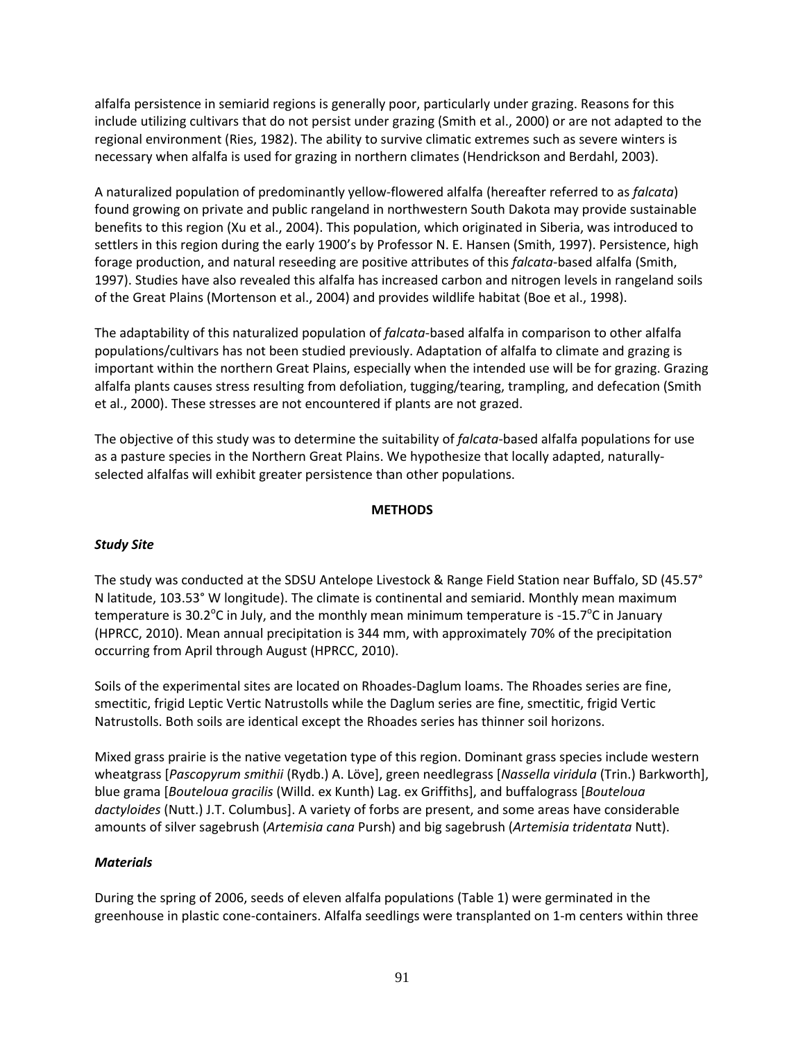alfalfa persistence in semiarid regions is generally poor, particularly under grazing. Reasons for this include utilizing cultivars that do not persist under grazing (Smith et al., 2000) or are not adapted to the regional environment (Ries, 1982). The ability to survive climatic extremes such as severe winters is necessary when alfalfa is used for grazing in northern climates (Hendrickson and Berdahl, 2003).

A naturalized population of predominantly yellow-flowered alfalfa (hereafter referred to as *falcata*) found growing on private and public rangeland in northwestern South Dakota may provide sustainable benefits to this region (Xu et al., 2004). This population, which originated in Siberia, was introduced to settlers in this region during the early 1900's by Professor N. E. Hansen (Smith, 1997). Persistence, high forage production, and natural reseeding are positive attributes of this *falcata*-based alfalfa (Smith, 1997). Studies have also revealed this alfalfa has increased carbon and nitrogen levels in rangeland soils of the Great Plains (Mortenson et al., 2004) and provides wildlife habitat (Boe et al., 1998).

The adaptability of this naturalized population of *falcata*-based alfalfa in comparison to other alfalfa populations/cultivars has not been studied previously. Adaptation of alfalfa to climate and grazing is important within the northern Great Plains, especially when the intended use will be for grazing. Grazing alfalfa plants causes stress resulting from defoliation, tugging/tearing, trampling, and defecation (Smith et al., 2000). These stresses are not encountered if plants are not grazed.

The objective of this study was to determine the suitability of *falcata*-based alfalfa populations for use as a pasture species in the Northern Great Plains. We hypothesize that locally adapted, naturally-selected alfalfas will exhibit greater persistence than other populations.

## METHODS

### *Study Site*

The study was conducted at the SDSU Antelope Livestock & Range Field Station near Buffalo, SD (45.57° N latitude, 103.53° W longitude). The climate is continental and semiarid. Monthly mean maximum temperature is 30.2°C in July, and the monthly mean minimum temperature is -15.7°C in January (HPRCC, 2010). Mean annual precipitation is 344 mm, with approximately 70% of the precipitation occurring from April through August (HPRCC, 2010).

Soils of the experimental sites are located on Rhoades-Daglum loams. The Rhoades series are fine, smectitic, frigid Leptic Vertic Natrustolls while the Daglum series are fine, smectitic, frigid Vertic Natrustolls. Both soils are identical except the Rhoades series has thinner soil horizons.

Mixed grass prairie is the native vegetation type of this region. Dominant grass species include western wheatgrass [*Pascopyrum smithii* (Rydb.) A. Löve], green needlegrass [*Nassella viridula* (Trin.) Barkworth], blue grama [*Bouteloua gracilis* (Willd. ex Kunth) Lag. ex Griffiths], and buffalograss [*Bouteloua dactyloides* (Nutt.) J.T. Columbus]. A variety of forbs are present, and some areas have considerable amounts of silver sagebrush (*Artemisia cana* Pursh) and big sagebrush (*Artemisia tridentata* Nutt).

### *Materials*

During the spring of 2006, seeds of eleven alfalfa populations (Table 1) were germinated in the greenhouse in plastic cone-containers. Alfalfa seedlings were transplanted on 1-m centers within three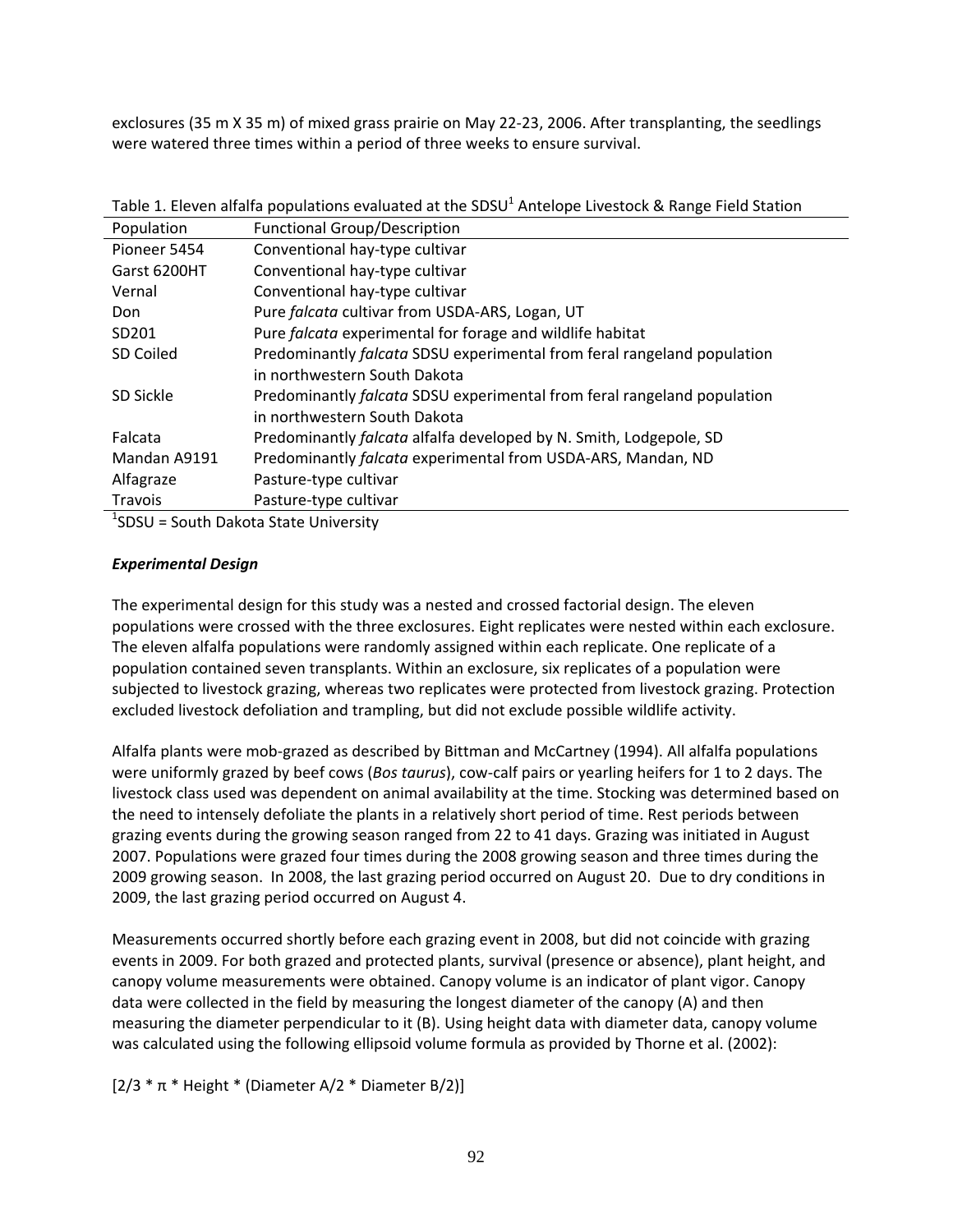exclosures (35 m X 35 m) of mixed grass prairie on May 22-23, 2006. After transplanting, the seedlings were watered three times within a period of three weeks to ensure survival.

Table 1. Eleven alfalfa populations evaluated at the SDSU[1] Antelope Livestock & Range Field Station

| Population | Functional Group/Description |
|---|---|
| Pioneer 5454 | Conventional hay-type cultivar |
| Garst 6200HT | Conventional hay-type cultivar |
| Vernal | Conventional hay-type cultivar |
| Don | Pure *falcata* cultivar from USDA-ARS, Logan, UT |
| SD201 | Pure *falcata* experimental for forage and wildlife habitat |
| SD Coiled | Predominantly *falcata* SDSU experimental from feral rangeland population in northwestern South Dakota |
| SD Sickle | Predominantly *falcata* SDSU experimental from feral rangeland population in northwestern South Dakota |
| Falcata | Predominantly *falcata* alfalfa developed by N. Smith, Lodgepole, SD |
| Mandan A9191 | Predominantly *falcata* experimental from USDA-ARS, Mandan, ND |
| Alfagraze | Pasture-type cultivar |
| Travois | Pasture-type cultivar |

[1]SDSU = South Dakota State University

### *Experimental Design*

The experimental design for this study was a nested and crossed factorial design. The eleven populations were crossed with the three exclosures. Eight replicates were nested within each exclosure. The eleven alfalfa populations were randomly assigned within each replicate. One replicate of a population contained seven transplants. Within an exclosure, six replicates of a population were subjected to livestock grazing, whereas two replicates were protected from livestock grazing. Protection excluded livestock defoliation and trampling, but did not exclude possible wildlife activity.

Alfalfa plants were mob-grazed as described by Bittman and McCartney (1994). All alfalfa populations were uniformly grazed by beef cows (*Bos taurus*), cow-calf pairs or yearling heifers for 1 to 2 days. The livestock class used was dependent on animal availability at the time. Stocking was determined based on the need to intensely defoliate the plants in a relatively short period of time. Rest periods between grazing events during the growing season ranged from 22 to 41 days. Grazing was initiated in August 2007. Populations were grazed four times during the 2008 growing season and three times during the 2009 growing season. In 2008, the last grazing period occurred on August 20. Due to dry conditions in 2009, the last grazing period occurred on August 4.

Measurements occurred shortly before each grazing event in 2008, but did not coincide with grazing events in 2009. For both grazed and protected plants, survival (presence or absence), plant height, and canopy volume measurements were obtained. Canopy volume is an indicator of plant vigor. Canopy data were collected in the field by measuring the longest diameter of the canopy (A) and then measuring the diameter perpendicular to it (B). Using height data with diameter data, canopy volume was calculated using the following ellipsoid volume formula as provided by Thorne et al. (2002):

$$[2/3 * \pi * \text{Height} * (\text{Diameter A}/2 * \text{Diameter B}/2)]$$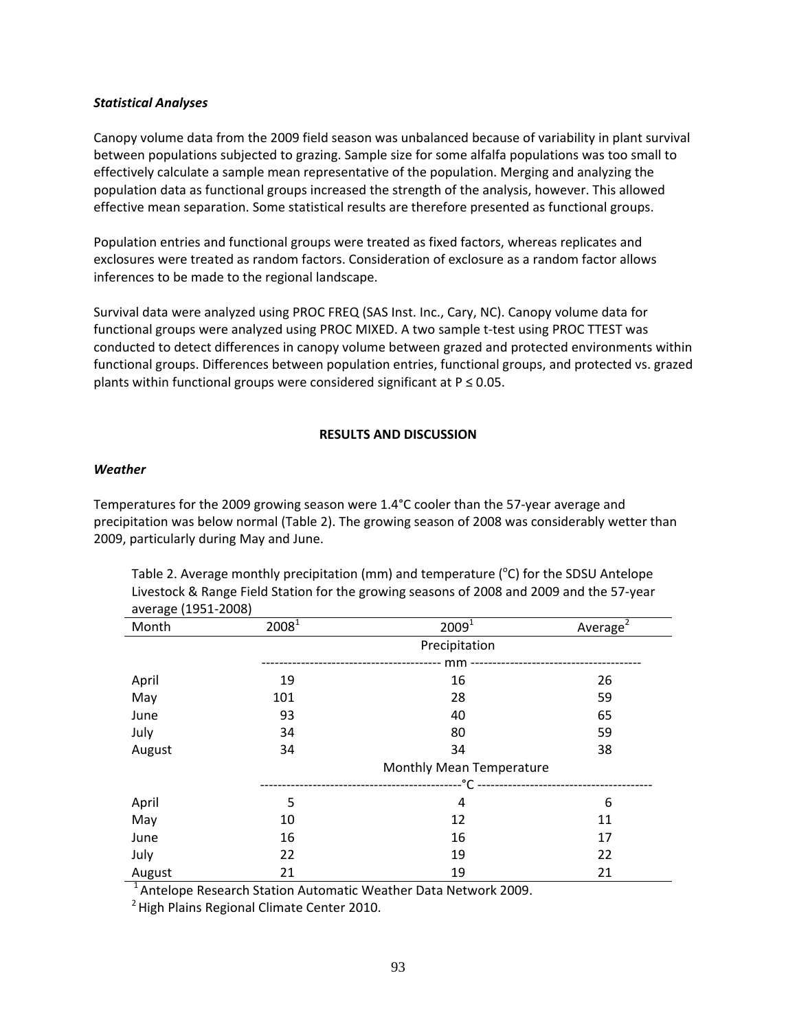### *Statistical Analyses*

Canopy volume data from the 2009 field season was unbalanced because of variability in plant survival between populations subjected to grazing. Sample size for some alfalfa populations was too small to effectively calculate a sample mean representative of the population. Merging and analyzing the population data as functional groups increased the strength of the analysis, however. This allowed effective mean separation. Some statistical results are therefore presented as functional groups.

Population entries and functional groups were treated as fixed factors, whereas replicates and exclosures were treated as random factors. Consideration of exclosure as a random factor allows inferences to be made to the regional landscape.

Survival data were analyzed using PROC FREQ (SAS Inst. Inc., Cary, NC). Canopy volume data for functional groups were analyzed using PROC MIXED. A two sample t-test using PROC TTEST was conducted to detect differences in canopy volume between grazed and protected environments within functional groups. Differences between population entries, functional groups, and protected vs. grazed plants within functional groups were considered significant at $P \le 0.05$.

## RESULTS AND DISCUSSION

### *Weather*

Temperatures for the 2009 growing season were 1.4°C cooler than the 57-year average and precipitation was below normal (Table 2). The growing season of 2008 was considerably wetter than 2009, particularly during May and June.

Table 2. Average monthly precipitation (mm) and temperature (°C) for the SDSU Antelope Livestock & Range Field Station for the growing seasons of 2008 and 2009 and the 57-year average (1951-2008)

| Month | 2008[1] | 2009[1] | Average[2] |
|---|---|---|---|
| | | Precipitation | |
| | | mm | |
| April | 19 | 16 | 26 |
| May | 101 | 28 | 59 |
| June | 93 | 40 | 65 |
| July | 34 | 80 | 59 |
| August | 34 | 34 | 38 |
| | | Monthly Mean Temperature | |
| | | °C | |
| April | 5 | 4 | 6 |
| May | 10 | 12 | 11 |
| June | 16 | 16 | 17 |
| July | 22 | 19 | 22 |
| August | 21 | 19 | 21 |

[1] Antelope Research Station Automatic Weather Data Network 2009.
[2] High Plains Regional Climate Center 2010.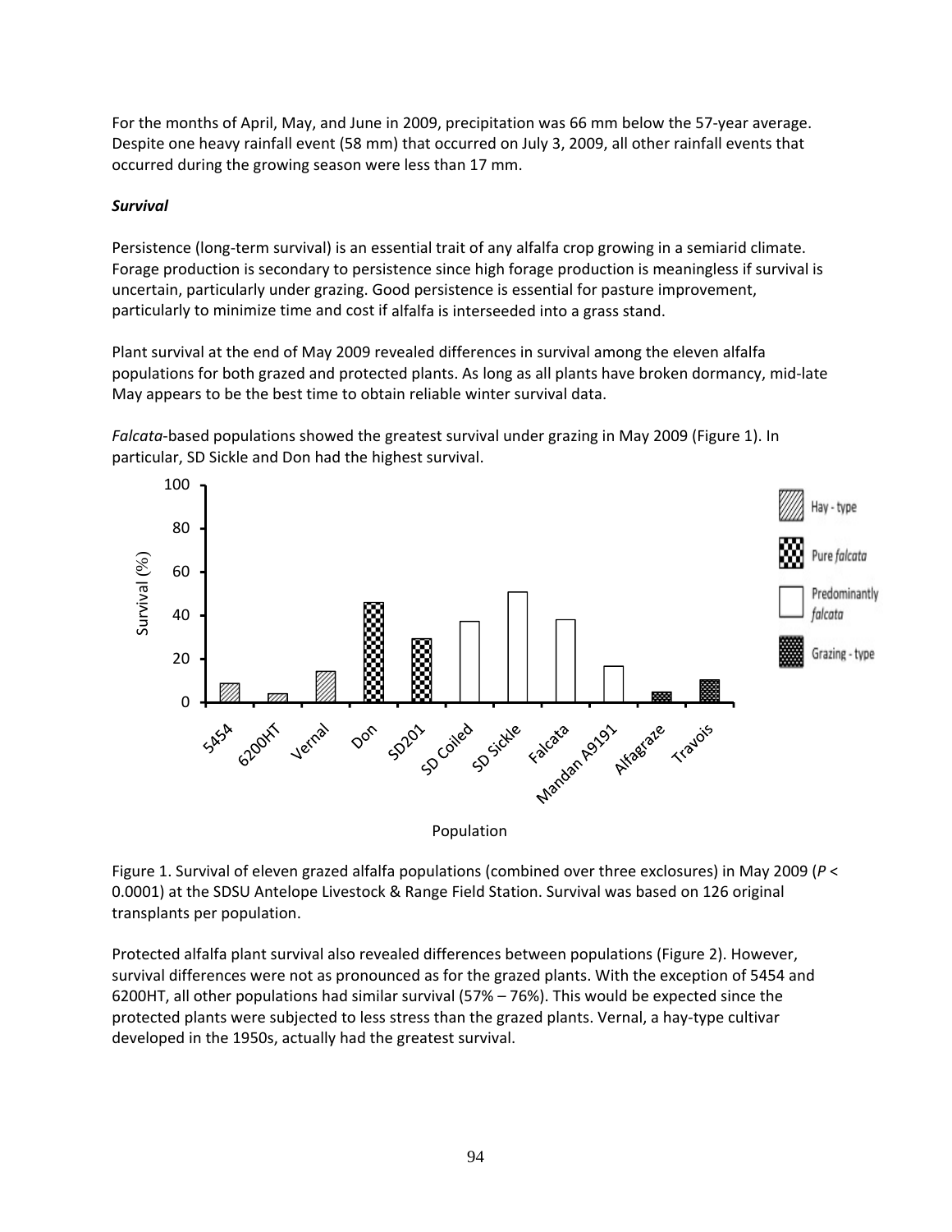For the months of April, May, and June in 2009, precipitation was 66 mm below the 57-year average. Despite one heavy rainfall event (58 mm) that occurred on July 3, 2009, all other rainfall events that occurred during the growing season were less than 17 mm.

***Survival***

Persistence (long-term survival) is an essential trait of any alfalfa crop growing in a semiarid climate. Forage production is secondary to persistence since high forage production is meaningless if survival is uncertain, particularly under grazing. Good persistence is essential for pasture improvement, particularly to minimize time and cost if alfalfa is interseeded into a grass stand.

Plant survival at the end of May 2009 revealed differences in survival among the eleven alfalfa populations for both grazed and protected plants. As long as all plants have broken dormancy, mid-late May appears to be the best time to obtain reliable winter survival data.

*Falcata*-based populations showed the greatest survival under grazing in May 2009 (Figure 1). In particular, SD Sickle and Don had the highest survival.

Figure 1. Survival of eleven grazed alfalfa populations (combined over three exclosures) in May 2009 ($P < 0.0001$) at the SDSU Antelope Livestock & Range Field Station. Survival was based on 126 original transplants per population.

Protected alfalfa plant survival also revealed differences between populations (Figure 2). However, survival differences were not as pronounced as for the grazed plants. With the exception of 5454 and 6200HT, all other populations had similar survival (57% – 76%). This would be expected since the protected plants were subjected to less stress than the grazed plants. Vernal, a hay-type cultivar developed in the 1950s, actually had the greatest survival.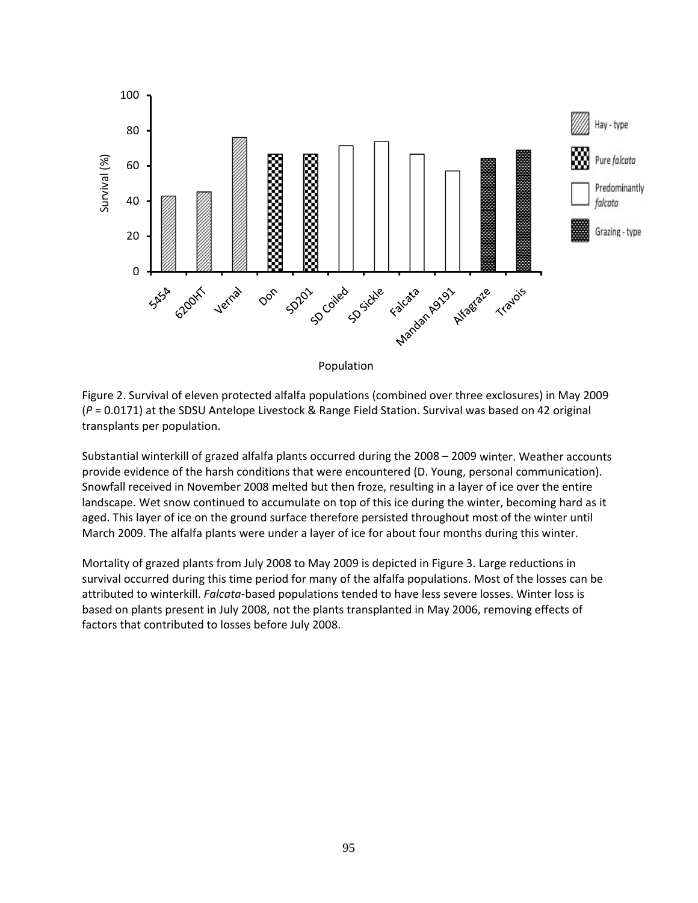Figure 2. Survival of eleven protected alfalfa populations (combined over three exclosures) in May 2009 ($P = 0.0171$) at the SDSU Antelope Livestock & Range Field Station. Survival was based on 42 original transplants per population.

Substantial winterkill of grazed alfalfa plants occurred during the 2008 – 2009 winter. Weather accounts provide evidence of the harsh conditions that were encountered (D. Young, personal communication). Snowfall received in November 2008 melted but then froze, resulting in a layer of ice over the entire landscape. Wet snow continued to accumulate on top of this ice during the winter, becoming hard as it aged. This layer of ice on the ground surface therefore persisted throughout most of the winter until March 2009. The alfalfa plants were under a layer of ice for about four months during this winter.

Mortality of grazed plants from July 2008 to May 2009 is depicted in Figure 3. Large reductions in survival occurred during this time period for many of the alfalfa populations. Most of the losses can be attributed to winterkill. *Falcata*-based populations tended to have less severe losses. Winter loss is based on plants present in July 2008, not the plants transplanted in May 2006, removing effects of factors that contributed to losses before July 2008.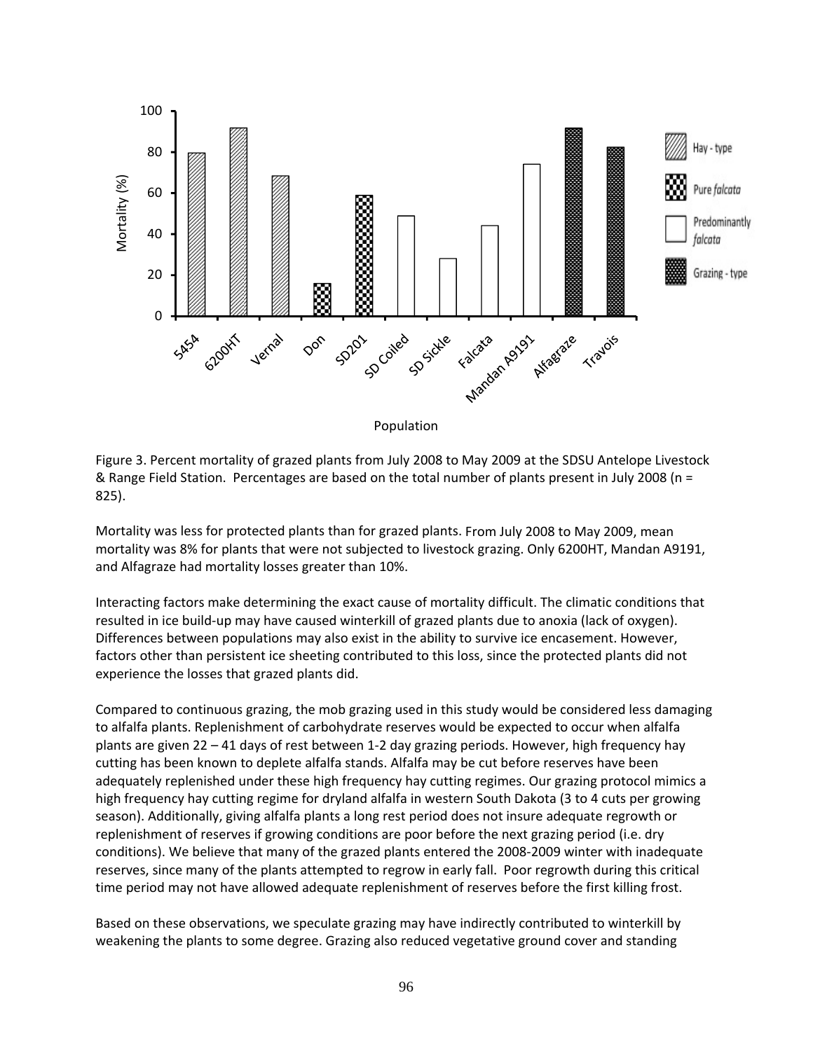Figure 3. Percent mortality of grazed plants from July 2008 to May 2009 at the SDSU Antelope Livestock & Range Field Station. Percentages are based on the total number of plants present in July 2008 (n = 825).

Mortality was less for protected plants than for grazed plants. From July 2008 to May 2009, mean mortality was 8% for plants that were not subjected to livestock grazing. Only 6200HT, Mandan A9191, and Alfagraze had mortality losses greater than 10%.

Interacting factors make determining the exact cause of mortality difficult. The climatic conditions that resulted in ice build-up may have caused winterkill of grazed plants due to anoxia (lack of oxygen). Differences between populations may also exist in the ability to survive ice encasement. However, factors other than persistent ice sheeting contributed to this loss, since the protected plants did not experience the losses that grazed plants did.

Compared to continuous grazing, the mob grazing used in this study would be considered less damaging to alfalfa plants. Replenishment of carbohydrate reserves would be expected to occur when alfalfa plants are given 22 – 41 days of rest between 1-2 day grazing periods. However, high frequency hay cutting has been known to deplete alfalfa stands. Alfalfa may be cut before reserves have been adequately replenished under these high frequency hay cutting regimes. Our grazing protocol mimics a high frequency hay cutting regime for dryland alfalfa in western South Dakota (3 to 4 cuts per growing season). Additionally, giving alfalfa plants a long rest period does not insure adequate regrowth or replenishment of reserves if growing conditions are poor before the next grazing period (i.e. dry conditions). We believe that many of the grazed plants entered the 2008-2009 winter with inadequate reserves, since many of the plants attempted to regrow in early fall. Poor regrowth during this critical time period may not have allowed adequate replenishment of reserves before the first killing frost.

Based on these observations, we speculate grazing may have indirectly contributed to winterkill by weakening the plants to some degree. Grazing also reduced vegetative ground cover and standing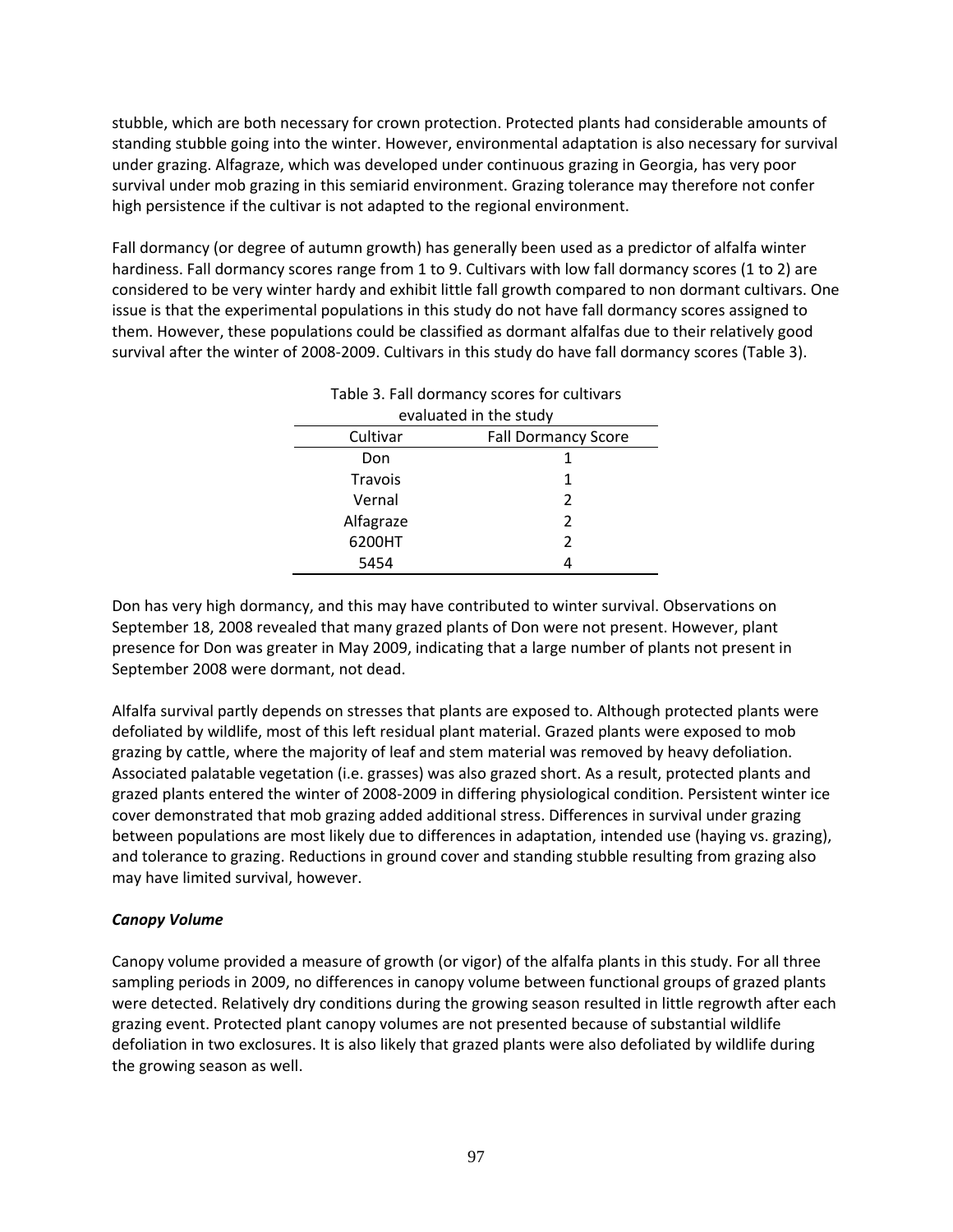stubble, which are both necessary for crown protection. Protected plants had considerable amounts of standing stubble going into the winter. However, environmental adaptation is also necessary for survival under grazing. Alfagraze, which was developed under continuous grazing in Georgia, has very poor survival under mob grazing in this semiarid environment. Grazing tolerance may therefore not confer high persistence if the cultivar is not adapted to the regional environment.

Fall dormancy (or degree of autumn growth) has generally been used as a predictor of alfalfa winter hardiness. Fall dormancy scores range from 1 to 9. Cultivars with low fall dormancy scores (1 to 2) are considered to be very winter hardy and exhibit little fall growth compared to non dormant cultivars. One issue is that the experimental populations in this study do not have fall dormancy scores assigned to them. However, these populations could be classified as dormant alfalfas due to their relatively good survival after the winter of 2008-2009. Cultivars in this study do have fall dormancy scores (Table 3).

Table 3. Fall dormancy scores for cultivars evaluated in the study

| Cultivar | Fall Dormancy Score |
|---|---|
| Don | 1 |
| Travois | 1 |
| Vernal | 2 |
| Alfagraze | 2 |
| 6200HT | 2 |
| 5454 | 4 |

Don has very high dormancy, and this may have contributed to winter survival. Observations on September 18, 2008 revealed that many grazed plants of Don were not present. However, plant presence for Don was greater in May 2009, indicating that a large number of plants not present in September 2008 were dormant, not dead.

Alfalfa survival partly depends on stresses that plants are exposed to. Although protected plants were defoliated by wildlife, most of this left residual plant material. Grazed plants were exposed to mob grazing by cattle, where the majority of leaf and stem material was removed by heavy defoliation. Associated palatable vegetation (i.e. grasses) was also grazed short. As a result, protected plants and grazed plants entered the winter of 2008-2009 in differing physiological condition. Persistent winter ice cover demonstrated that mob grazing added additional stress. Differences in survival under grazing between populations are most likely due to differences in adaptation, intended use (haying vs. grazing), and tolerance to grazing. Reductions in ground cover and standing stubble resulting from grazing also may have limited survival, however.

### *Canopy Volume*

Canopy volume provided a measure of growth (or vigor) of the alfalfa plants in this study. For all three sampling periods in 2009, no differences in canopy volume between functional groups of grazed plants were detected. Relatively dry conditions during the growing season resulted in little regrowth after each grazing event. Protected plant canopy volumes are not presented because of substantial wildlife defoliation in two exclosures. It is also likely that grazed plants were also defoliated by wildlife during the growing season as well.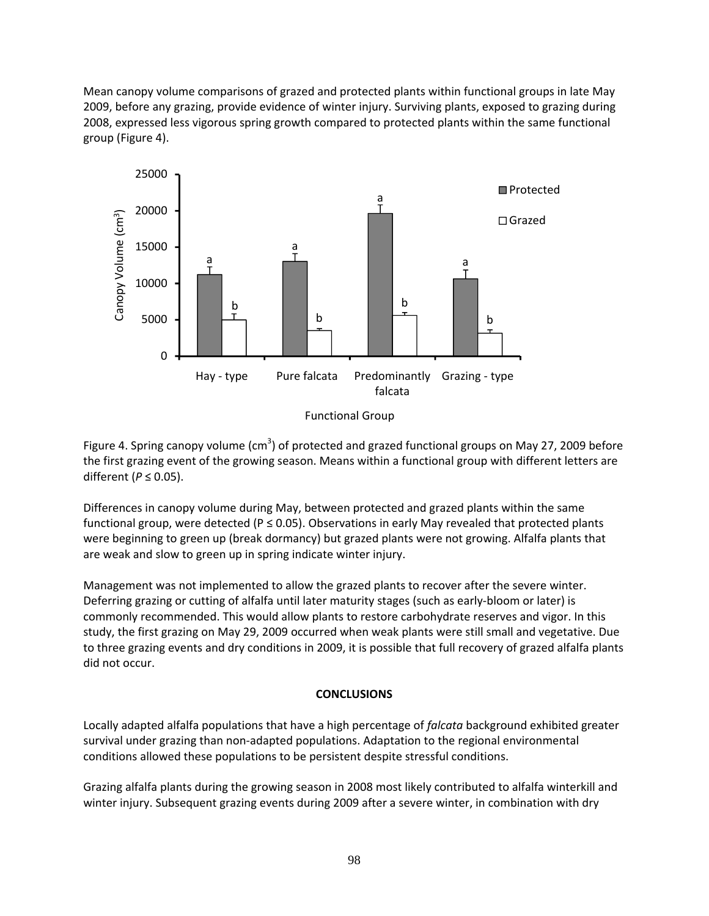Mean canopy volume comparisons of grazed and protected plants within functional groups in late May 2009, before any grazing, provide evidence of winter injury. Surviving plants, exposed to grazing during 2008, expressed less vigorous spring growth compared to protected plants within the same functional group (Figure 4).

Figure 4. Spring canopy volume ($cm^3$) of protected and grazed functional groups on May 27, 2009 before the first grazing event of the growing season. Means within a functional group with different letters are different ($P \leq 0.05$).

Differences in canopy volume during May, between protected and grazed plants within the same functional group, were detected ($P \leq 0.05$). Observations in early May revealed that protected plants were beginning to green up (break dormancy) but grazed plants were not growing. Alfalfa plants that are weak and slow to green up in spring indicate winter injury.

Management was not implemented to allow the grazed plants to recover after the severe winter. Deferring grazing or cutting of alfalfa until later maturity stages (such as early-bloom or later) is commonly recommended. This would allow plants to restore carbohydrate reserves and vigor. In this study, the first grazing on May 29, 2009 occurred when weak plants were still small and vegetative. Due to three grazing events and dry conditions in 2009, it is possible that full recovery of grazed alfalfa plants did not occur.

## CONCLUSIONS

Locally adapted alfalfa populations that have a high percentage of *falcata* background exhibited greater survival under grazing than non-adapted populations. Adaptation to the regional environmental conditions allowed these populations to be persistent despite stressful conditions.

Grazing alfalfa plants during the growing season in 2008 most likely contributed to alfalfa winterkill and winter injury. Subsequent grazing events during 2009 after a severe winter, in combination with dry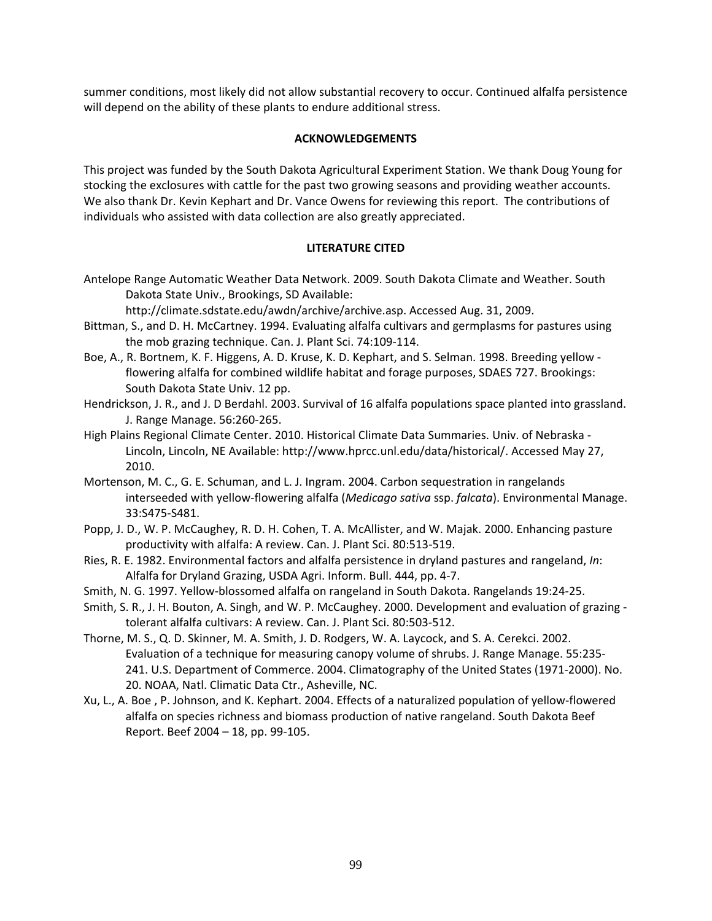summer conditions, most likely did not allow substantial recovery to occur. Continued alfalfa persistence will depend on the ability of these plants to endure additional stress.

## ACKNOWLEDGEMENTS

This project was funded by the South Dakota Agricultural Experiment Station. We thank Doug Young for stocking the exclosures with cattle for the past two growing seasons and providing weather accounts. We also thank Dr. Kevin Kephart and Dr. Vance Owens for reviewing this report. The contributions of individuals who assisted with data collection are also greatly appreciated.

## LITERATURE CITED

Antelope Range Automatic Weather Data Network. 2009. South Dakota Climate and Weather. South Dakota State Univ., Brookings, SD Available: http://climate.sdstate.edu/awdn/archive/archive.asp. Accessed Aug. 31, 2009.

Bittman, S., and D. H. McCartney. 1994. Evaluating alfalfa cultivars and germplasms for pastures using the mob grazing technique. Can. J. Plant Sci. 74:109-114.

Boe, A., R. Bortnem, K. F. Higgens, A. D. Kruse, K. D. Kephart, and S. Selman. 1998. Breeding yellow - flowering alfalfa for combined wildlife habitat and forage purposes, SDAES 727. Brookings: South Dakota State Univ. 12 pp.

Hendrickson, J. R., and J. D Berdahl. 2003. Survival of 16 alfalfa populations space planted into grassland. J. Range Manage. 56:260-265.

High Plains Regional Climate Center. 2010. Historical Climate Data Summaries. Univ. of Nebraska - Lincoln, Lincoln, NE Available: http://www.hprcc.unl.edu/data/historical/. Accessed May 27, 2010.

Mortenson, M. C., G. E. Schuman, and L. J. Ingram. 2004. Carbon sequestration in rangelands interseeded with yellow-flowering alfalfa (*Medicago sativa* ssp. *falcata*). Environmental Manage. 33:S475-S481.

Popp, J. D., W. P. McCaughey, R. D. H. Cohen, T. A. McAllister, and W. Majak. 2000. Enhancing pasture productivity with alfalfa: A review. Can. J. Plant Sci. 80:513-519.

Ries, R. E. 1982. Environmental factors and alfalfa persistence in dryland pastures and rangeland, *In*: Alfalfa for Dryland Grazing, USDA Agri. Inform. Bull. 444, pp. 4-7.

Smith, N. G. 1997. Yellow-blossomed alfalfa on rangeland in South Dakota. Rangelands 19:24-25.

Smith, S. R., J. H. Bouton, A. Singh, and W. P. McCaughey. 2000. Development and evaluation of grazing - tolerant alfalfa cultivars: A review. Can. J. Plant Sci. 80:503-512.

Thorne, M. S., Q. D. Skinner, M. A. Smith, J. D. Rodgers, W. A. Laycock, and S. A. Cerekci. 2002. Evaluation of a technique for measuring canopy volume of shrubs. J. Range Manage. 55:235-241. U.S. Department of Commerce. 2004. Climatography of the United States (1971-2000). No. 20. NOAA, Natl. Climatic Data Ctr., Asheville, NC.

Xu, L., A. Boe , P. Johnson, and K. Kephart. 2004. Effects of a naturalized population of yellow-flowered alfalfa on species richness and biomass production of native rangeland. South Dakota Beef Report. Beef 2004 – 18, pp. 99-105.